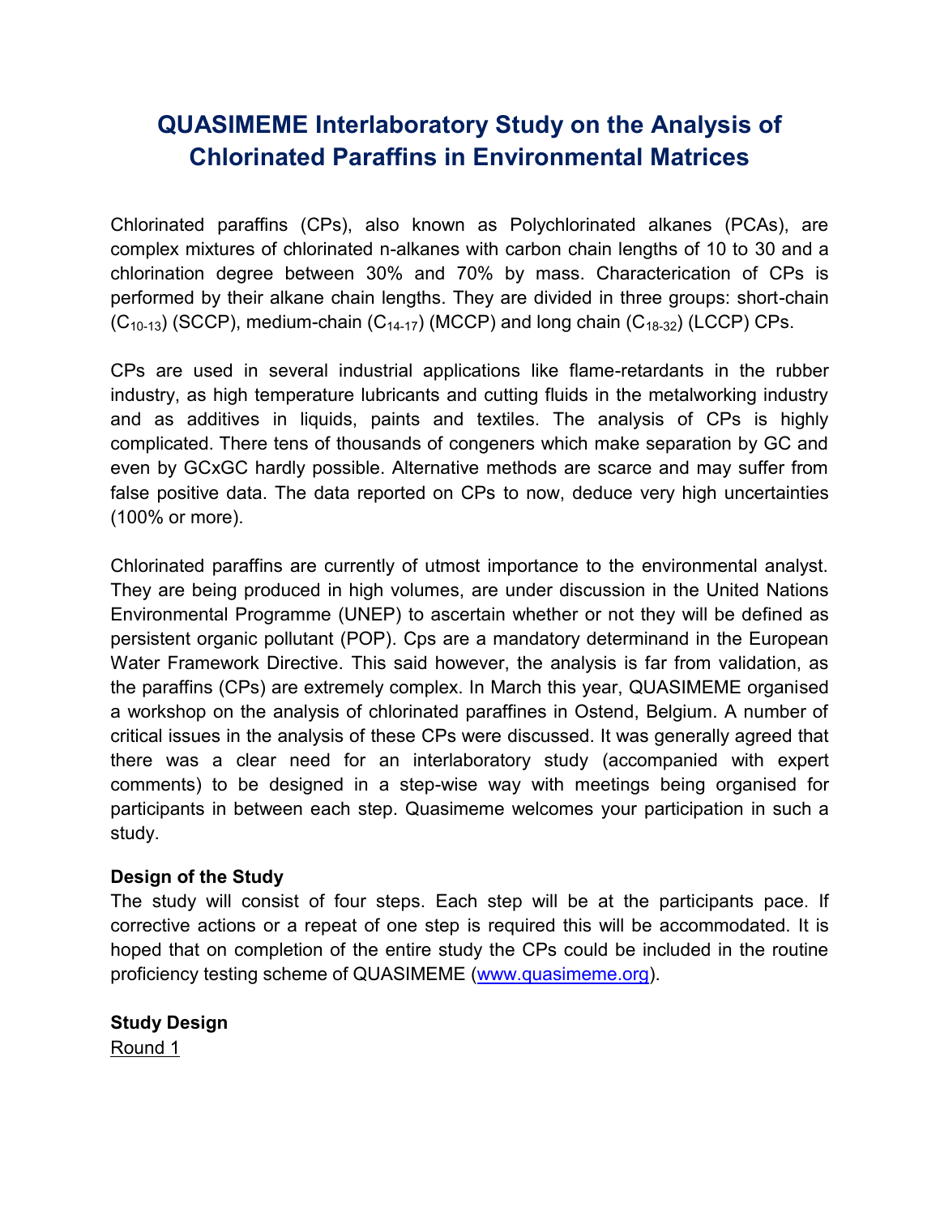# QUASIMEME Interlaboratory Study on the Analysis of Chlorinated Paraffins in Environmental Matrices

Chlorinated paraffins (CPs), also known as Polychlorinated alkanes (PCAs), are complex mixtures of chlorinated n-alkanes with carbon chain lengths of 10 to 30 and a chlorination degree between 30% and 70% by mass. Characterication of CPs is performed by their alkane chain lengths. They are divided in three groups: short-chain ($C_{10-13}$) (SCCP), medium-chain ($C_{14-17}$) (MCCP) and long chain ($C_{18-32}$) (LCCP) CPs.

CPs are used in several industrial applications like flame-retardants in the rubber industry, as high temperature lubricants and cutting fluids in the metalworking industry and as additives in liquids, paints and textiles. The analysis of CPs is highly complicated. There tens of thousands of congeners which make separation by GC and even by GCxGC hardly possible. Alternative methods are scarce and may suffer from false positive data. The data reported on CPs to now, deduce very high uncertainties (100% or more).

Chlorinated paraffins are currently of utmost importance to the environmental analyst. They are being produced in high volumes, are under discussion in the United Nations Environmental Programme (UNEP) to ascertain whether or not they will be defined as persistent organic pollutant (POP). Cps are a mandatory determinand in the European Water Framework Directive. This said however, the analysis is far from validation, as the paraffins (CPs) are extremely complex. In March this year, QUASIMEME organised a workshop on the analysis of chlorinated paraffines in Ostend, Belgium. A number of critical issues in the analysis of these CPs were discussed. It was generally agreed that there was a clear need for an interlaboratory study (accompanied with expert comments) to be designed in a step-wise way with meetings being organised for participants in between each step. Quasimeme welcomes your participation in such a study.

**Design of the Study**

The study will consist of four steps. Each step will be at the participants pace. If corrective actions or a repeat of one step is required this will be accommodated. It is hoped that on completion of the entire study the CPs could be included in the routine proficiency testing scheme of QUASIMEME (www.quasimeme.org).

**Study Design**

Round 1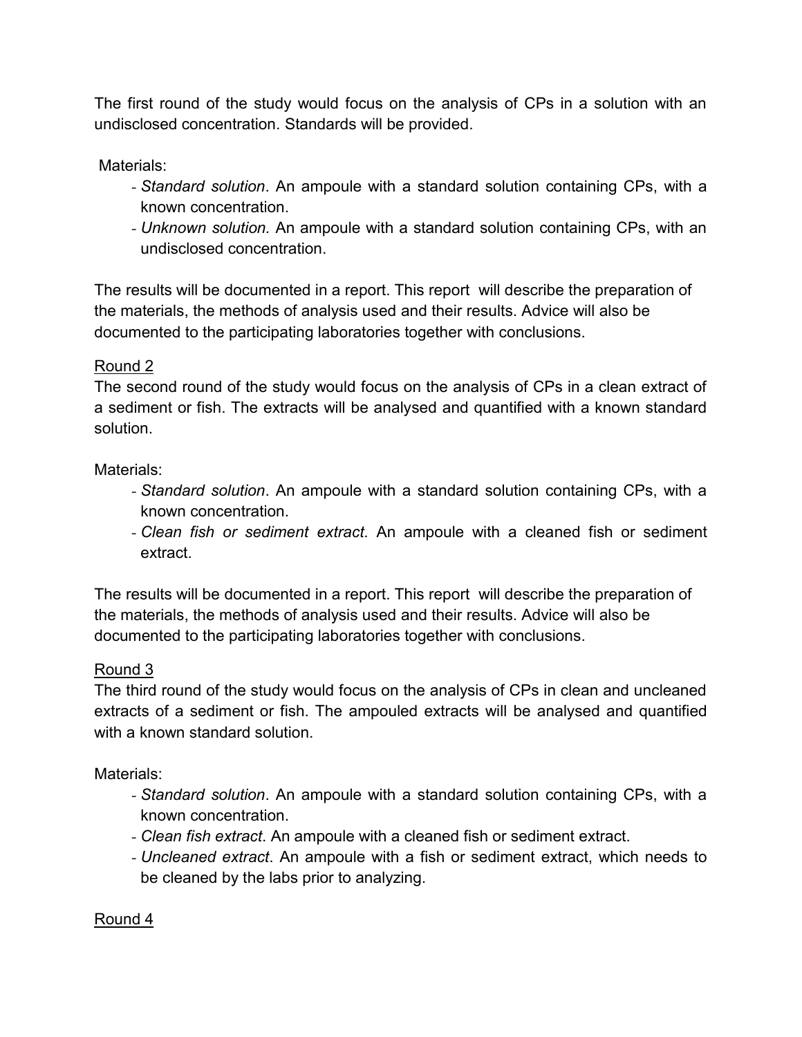The first round of the study would focus on the analysis of CPs in a solution with an undisclosed concentration. Standards will be provided.

Materials:

- *Standard solution*. An ampoule with a standard solution containing CPs, with a known concentration.
- *Unknown solution.* An ampoule with a standard solution containing CPs, with an undisclosed concentration.

The results will be documented in a report. This report will describe the preparation of the materials, the methods of analysis used and their results. Advice will also be documented to the participating laboratories together with conclusions.

<u>Round 2</u>

The second round of the study would focus on the analysis of CPs in a clean extract of a sediment or fish. The extracts will be analysed and quantified with a known standard solution.

Materials:

- *Standard solution*. An ampoule with a standard solution containing CPs, with a known concentration.
- *Clean fish or sediment extract*. An ampoule with a cleaned fish or sediment extract.

The results will be documented in a report. This report will describe the preparation of the materials, the methods of analysis used and their results. Advice will also be documented to the participating laboratories together with conclusions.

<u>Round 3</u>

The third round of the study would focus on the analysis of CPs in clean and uncleaned extracts of a sediment or fish. The ampouled extracts will be analysed and quantified with a known standard solution.

Materials:

- *Standard solution*. An ampoule with a standard solution containing CPs, with a known concentration.
- *Clean fish extract*. An ampoule with a cleaned fish or sediment extract.
- *Uncleaned extract*. An ampoule with a fish or sediment extract, which needs to be cleaned by the labs prior to analyzing.

<u>Round 4</u>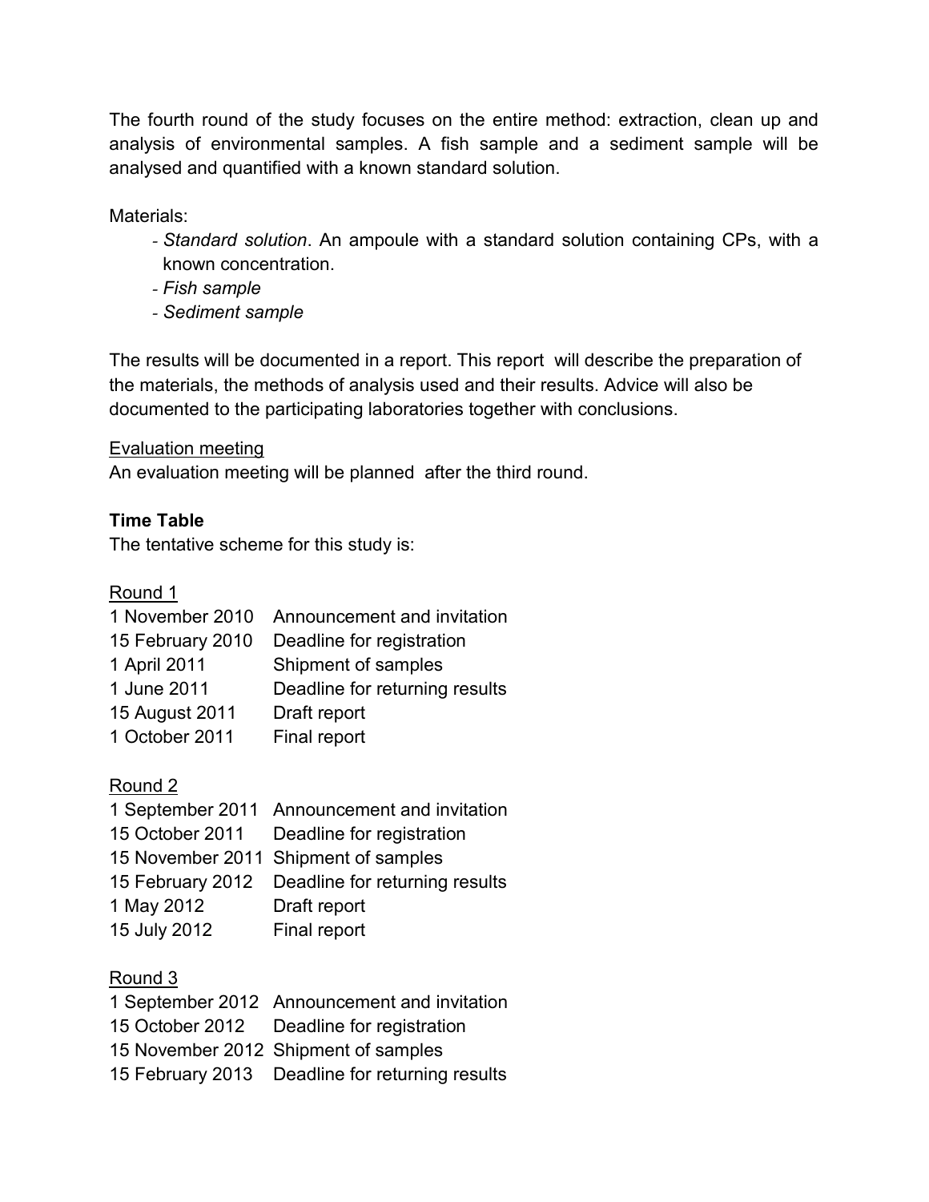The fourth round of the study focuses on the entire method: extraction, clean up and analysis of environmental samples. A fish sample and a sediment sample will be analysed and quantified with a known standard solution.

Materials:

- *Standard solution*. An ampoule with a standard solution containing CPs, with a known concentration.
- *Fish sample*
- *Sediment sample*

The results will be documented in a report. This report will describe the preparation of the materials, the methods of analysis used and their results. Advice will also be documented to the participating laboratories together with conclusions.

<u>Evaluation meeting</u>
An evaluation meeting will be planned after the third round.

**Time Table**
The tentative scheme for this study is:

<u>Round 1</u>

| | |
|---|---|
| 1 November 2010 | Announcement and invitation |
| 15 February 2010 | Deadline for registration |
| 1 April 2011 | Shipment of samples |
| 1 June 2011 | Deadline for returning results |
| 15 August 2011 | Draft report |
| 1 October 2011 | Final report |

<u>Round 2</u>

| | |
|---|---|
| 1 September 2011 | Announcement and invitation |
| 15 October 2011 | Deadline for registration |
| 15 November 2011 | Shipment of samples |
| 15 February 2012 | Deadline for returning results |
| 1 May 2012 | Draft report |
| 15 July 2012 | Final report |

<u>Round 3</u>

| | |
|---|---|
| 1 September 2012 | Announcement and invitation |
| 15 October 2012 | Deadline for registration |
| 15 November 2012 | Shipment of samples |
| 15 February 2013 | Deadline for returning results |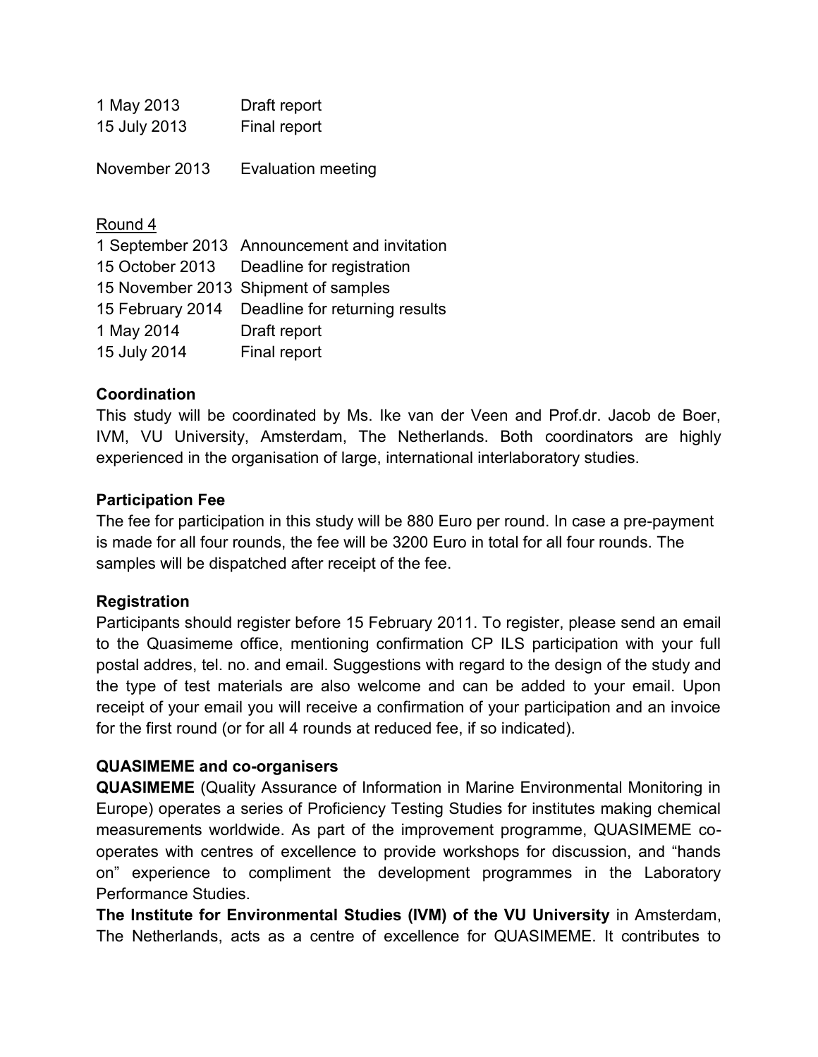| | |
|---|---|
| 1 May 2013 | Draft report |
| 15 July 2013 | Final report |
| | |
| November 2013 | Evaluation meeting |

Round 4

| | |
|---|---|
| 1 September 2013 | Announcement and invitation |
| 15 October 2013 | Deadline for registration |
| 15 November 2013 | Shipment of samples |
| 15 February 2014 | Deadline for returning results |
| 1 May 2014 | Draft report |
| 15 July 2014 | Final report |

**Coordination**

This study will be coordinated by Ms. Ike van der Veen and Prof.dr. Jacob de Boer, IVM, VU University, Amsterdam, The Netherlands. Both coordinators are highly experienced in the organisation of large, international interlaboratory studies.

**Participation Fee**

The fee for participation in this study will be 880 Euro per round. In case a pre-payment is made for all four rounds, the fee will be 3200 Euro in total for all four rounds. The samples will be dispatched after receipt of the fee.

**Registration**

Participants should register before 15 February 2011. To register, please send an email to the Quasimeme office, mentioning confirmation CP ILS participation with your full postal addres, tel. no. and email. Suggestions with regard to the design of the study and the type of test materials are also welcome and can be added to your email. Upon receipt of your email you will receive a confirmation of your participation and an invoice for the first round (or for all 4 rounds at reduced fee, if so indicated).

**QUASIMEME and co-organisers**

**QUASIMEME** (Quality Assurance of Information in Marine Environmental Monitoring in Europe) operates a series of Proficiency Testing Studies for institutes making chemical measurements worldwide. As part of the improvement programme, QUASIMEME co-operates with centres of excellence to provide workshops for discussion, and "hands on" experience to compliment the development programmes in the Laboratory Performance Studies.

**The Institute for Environmental Studies (IVM) of the VU University** in Amsterdam, The Netherlands, acts as a centre of excellence for QUASIMEME. It contributes to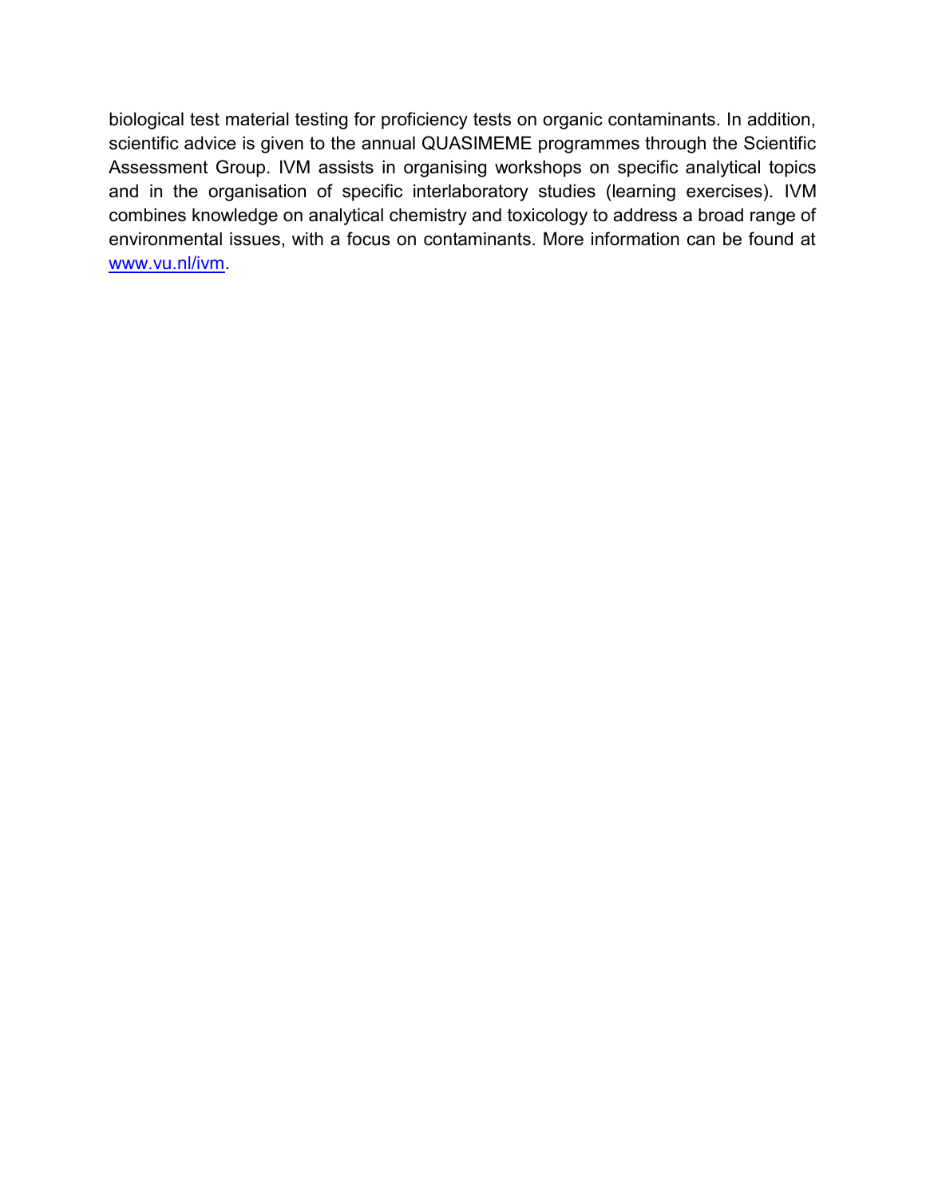biological test material testing for proficiency tests on organic contaminants. In addition, scientific advice is given to the annual QUASIMEME programmes through the Scientific Assessment Group. IVM assists in organising workshops on specific analytical topics and in the organisation of specific interlaboratory studies (learning exercises). IVM combines knowledge on analytical chemistry and toxicology to address a broad range of environmental issues, with a focus on contaminants. More information can be found at [www.vu.nl/ivm](http://www.vu.nl/ivm).